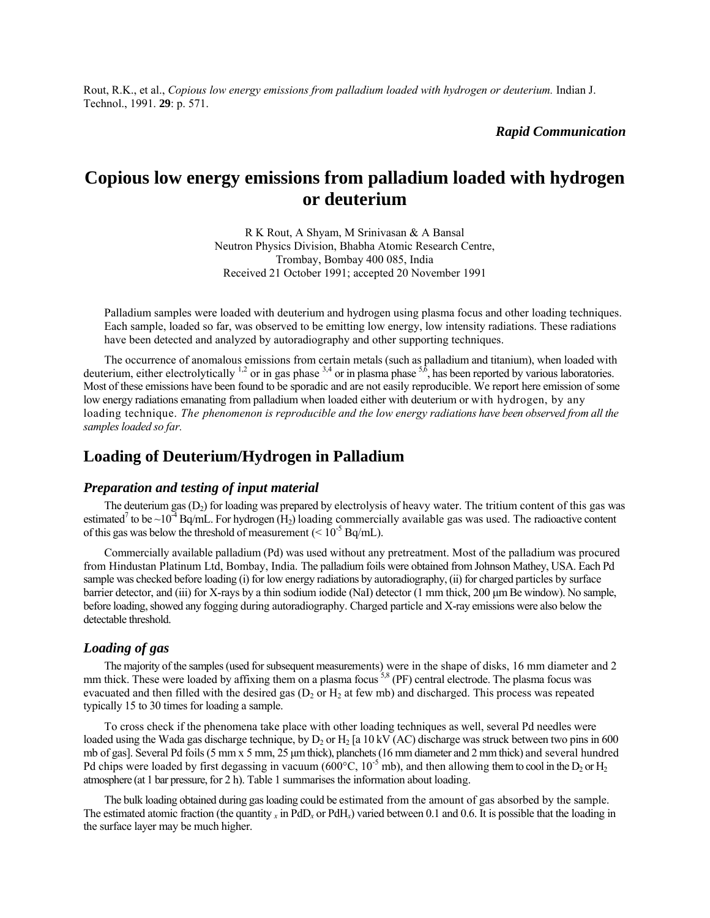Rout, R.K., et al., *Copious low energy emissions from palladium loaded with hydrogen or deuterium.* Indian J. Technol., 1991. **29**: p. 571.

***Rapid Communication***

# Copious low energy emissions from palladium loaded with hydrogen or deuterium

R K Rout, A Shyam, M Srinivasan & A Bansal
Neutron Physics Division, Bhabha Atomic Research Centre,
Trombay, Bombay 400 085, India
Received 21 October 1991; accepted 20 November 1991

Palladium samples were loaded with deuterium and hydrogen using plasma focus and other loading techniques. Each sample, loaded so far, was observed to be emitting low energy, low intensity radiations. These radiations have been detected and analyzed by autoradiography and other supporting techniques.

The occurrence of anomalous emissions from certain metals (such as palladium and titanium), when loaded with deuterium, either electrolytically [1,2] or in gas phase [3,4] or in plasma phase [5,6], has been reported by various laboratories. Most of these emissions have been found to be sporadic and are not easily reproducible. We report here emission of some low energy radiations emanating from palladium when loaded either with deuterium or with hydrogen, by any loading technique. *The phenomenon is reproducible and the low energy radiations have been observed from all the samples loaded so far.*

## Loading of Deuterium/Hydrogen in Palladium

### *Preparation and testing of input material*

The deuterium gas ($D_2$) for loading was prepared by electrolysis of heavy water. The tritium content of this gas was estimated[7] to be $\sim 10^{-4}$ Bq/mL. For hydrogen ($H_2$) loading commercially available gas was used. The radioactive content of this gas was below the threshold of measurement ($< 10^{-5}$ Bq/mL).

Commercially available palladium (Pd) was used without any pretreatment. Most of the palladium was procured from Hindustan Platinum Ltd, Bombay, India. The palladium foils were obtained from Johnson Mathey, USA. Each Pd sample was checked before loading (i) for low energy radiations by autoradiography, (ii) for charged particles by surface barrier detector, and (iii) for X-rays by a thin sodium iodide (NaI) detector (1 mm thick, 200 μm Be window). No sample, before loading, showed any fogging during autoradiography. Charged particle and X-ray emissions were also below the detectable threshold.

### *Loading of gas*

The majority of the samples (used for subsequent measurements) were in the shape of disks, 16 mm diameter and 2 mm thick. These were loaded by affixing them on a plasma focus [5,8] (PF) central electrode. The plasma focus was evacuated and then filled with the desired gas ($D_2$ or $H_2$ at few mb) and discharged. This process was repeated typically 15 to 30 times for loading a sample.

To cross check if the phenomena take place with other loading techniques as well, several Pd needles were loaded using the Wada gas discharge technique, by $D_2$ or $H_2$ [a 10 kV (AC) discharge was struck between two pins in 600 mb of gas]. Several Pd foils (5 mm x 5 mm, 25 μm thick), planchets (16 mm diameter and 2 mm thick) and several hundred Pd chips were loaded by first degassing in vacuum (600°C, $10^{-5}$ mb), and then allowing them to cool in the $D_2$ or $H_2$ atmosphere (at 1 bar pressure, for 2 h). Table 1 summarises the information about loading.

The bulk loading obtained during gas loading could be estimated from the amount of gas absorbed by the sample. The estimated atomic fraction (the quantity $x$ in $PdD_x$ or $PdH_x$) varied between 0.1 and 0.6. It is possible that the loading in the surface layer may be much higher.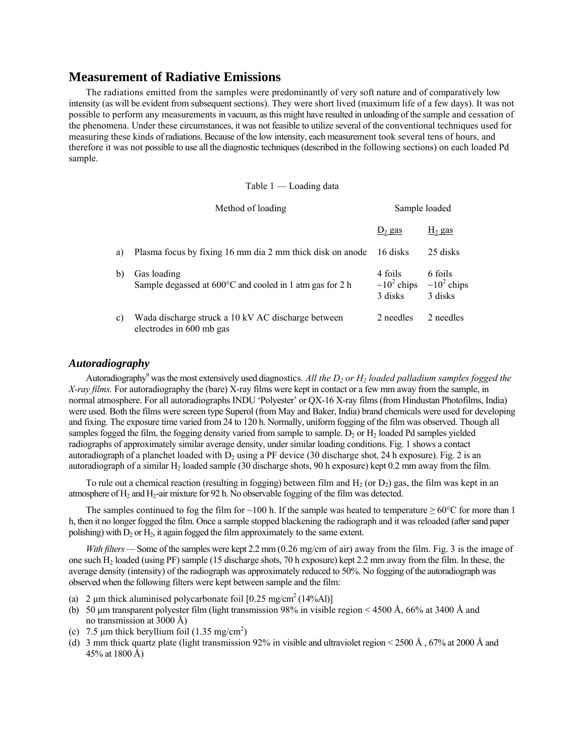## Measurement of Radiative Emissions

The radiations emitted from the samples were predominantly of very soft nature and of comparatively low intensity (as will be evident from subsequent sections). They were short lived (maximum life of a few days). It was not possible to perform any measurements in vacuum, as this might have resulted in unloading of the sample and cessation of the phenomena. Under these circumstances, it was not feasible to utilize several of the conventional techniques used for measuring these kinds of radiations. Because of the low intensity, each measurement took several tens of hours, and therefore it was not possible to use all the diagnostic techniques (described in the following sections) on each loaded Pd sample.

Table 1 — Loading data

| | Method of loading | Sample loaded | |
|---|---|---|---|
| | | $D_2$ gas | $H_2$ gas |
| a) | Plasma focus by fixing 16 mm dia 2 mm thick disk on anode | 16 disks | 25 disks |
| b) | Gas loading<br>Sample degassed at 600°C and cooled in 1 atm gas for 2 h | 4 foils<br>$\sim 10^2$ chips<br>3 disks | 6 foils<br>$\sim 10^2$ chips<br>3 disks |
| c) | Wada discharge struck a 10 kV AC discharge between electrodes in 600 mb gas | 2 needles | 2 needles |

### *Autoradiography*

Autoradiography[9] was the most extensively used diagnostics. *All the $D_2$ or $H_2$ loaded palladium samples fogged the X-ray films.* For autoradiography the (bare) X-ray films were kept in contact or a few mm away from the sample, in normal atmosphere. For all autoradiographs INDU 'Polyester' or QX-16 X-ray films (from Hindustan Photofilms, India) were used. Both the films were screen type Superol (from May and Baker, India) brand chemicals were used for developing and fixing. The exposure time varied from 24 to 120 h. Normally, uniform fogging of the film was observed. Though all samples fogged the film, the fogging density varied from sample to sample. $D_2$ or $H_2$ loaded Pd samples yielded radiographs of approximately similar average density, under similar loading conditions. Fig. 1 shows a contact autoradiograph of a planchet loaded with $D_2$ using a PF device (30 discharge shot, 24 h exposure). Fig. 2 is an autoradiograph of a similar $H_2$ loaded sample (30 discharge shots, 90 h exposure) kept 0.2 mm away from the film.

To rule out a chemical reaction (resulting in fogging) between film and $H_2$ (or $D_2$) gas, the film was kept in an atmosphere of $H_2$ and $H_2$-air mixture for 92 h. No observable fogging of the film was detected.

The samples continued to fog the film for ~100 h. If the sample was heated to temperature ≥ 60°C for more than 1 h, then it no longer fogged the film. Once a sample stopped blackening the radiograph and it was reloaded (after sand paper polishing) with $D_2$ or $H_2$, it again fogged the film approximately to the same extent.

*With filters* — Some of the samples were kept 2.2 mm (0.26 mg/cm of air) away from the film. Fig. 3 is the image of one such $H_2$ loaded (using PF) sample (15 discharge shots, 70 h exposure) kept 2.2 mm away from the film. In these, the average density (intensity) of the radiograph was approximately reduced to 50%. No fogging of the autoradiograph was observed when the following filters were kept between sample and the film:

(a) 2 µm thick aluminised polycarbonate foil [0.25 mg/cm$^2$ (14%Al)]
(b) 50 µm transparent polyester film (light transmission 98% in visible region < 4500 Å, 66% at 3400 Å and no transmission at 3000 Å)
(c) 7.5 µm thick beryllium foil (1.35 mg/cm$^2$)
(d) 3 mm thick quartz plate (light transmission 92% in visible and ultraviolet region < 2500 Å , 67% at 2000 Å and 45% at 1800 Å)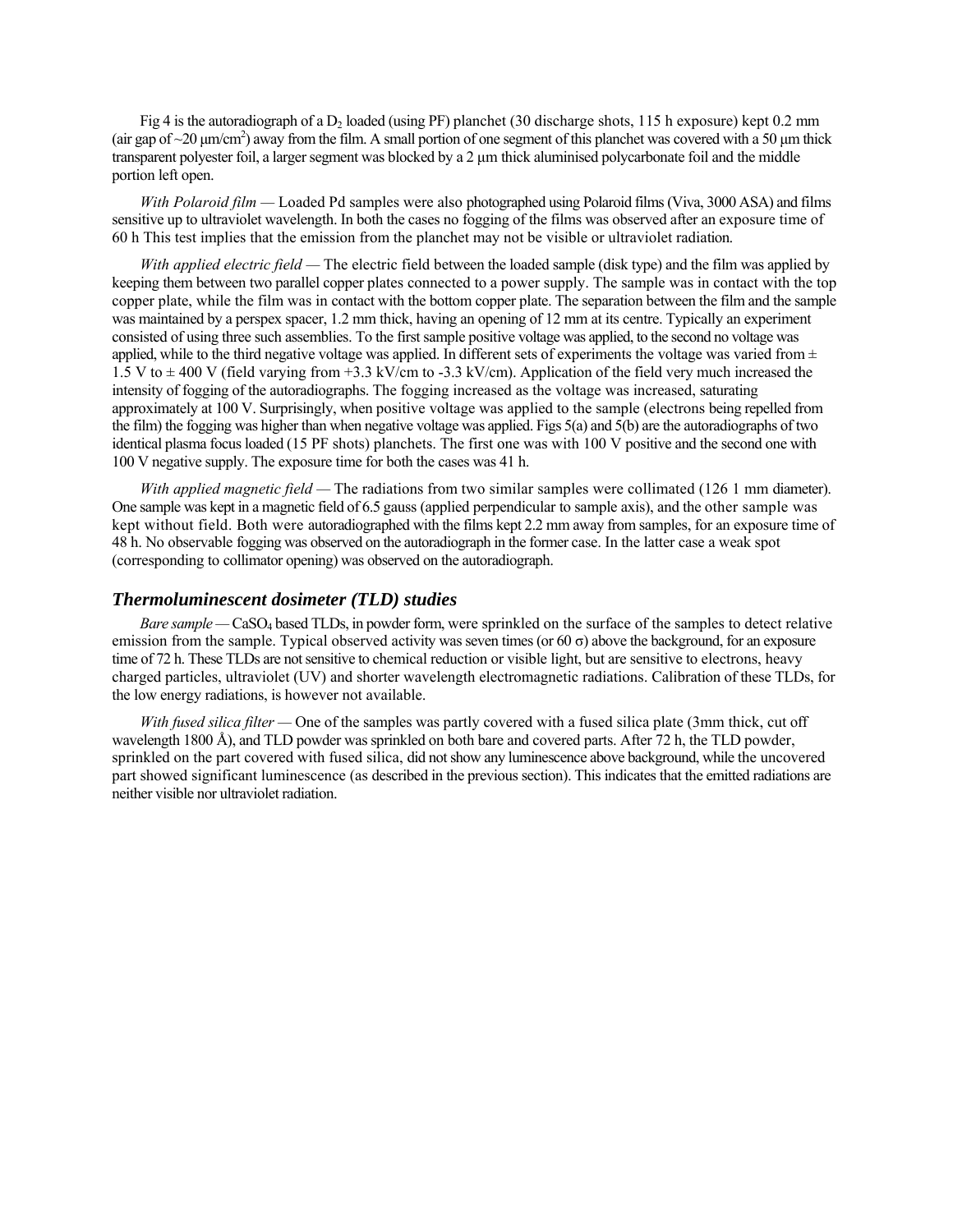Fig 4 is the autoradiograph of a $D_2$ loaded (using PF) planchet (30 discharge shots, 115 h exposure) kept 0.2 mm (air gap of ~20 µm/cm$^2$) away from the film. A small portion of one segment of this planchet was covered with a 50 µm thick transparent polyester foil, a larger segment was blocked by a 2 µm thick aluminised polycarbonate foil and the middle portion left open.

*With Polaroid film* — Loaded Pd samples were also photographed using Polaroid films (Viva, 3000 ASA) and films sensitive up to ultraviolet wavelength. In both the cases no fogging of the films was observed after an exposure time of 60 h This test implies that the emission from the planchet may not be visible or ultraviolet radiation.

*With applied electric field* — The electric field between the loaded sample (disk type) and the film was applied by keeping them between two parallel copper plates connected to a power supply. The sample was in contact with the top copper plate, while the film was in contact with the bottom copper plate. The separation between the film and the sample was maintained by a perspex spacer, 1.2 mm thick, having an opening of 12 mm at its centre. Typically an experiment consisted of using three such assemblies. To the first sample positive voltage was applied, to the second no voltage was applied, while to the third negative voltage was applied. In different sets of experiments the voltage was varied from ± 1.5 V to ± 400 V (field varying from +3.3 kV/cm to -3.3 kV/cm). Application of the field very much increased the intensity of fogging of the autoradiographs. The fogging increased as the voltage was increased, saturating approximately at 100 V. Surprisingly, when positive voltage was applied to the sample (electrons being repelled from the film) the fogging was higher than when negative voltage was applied. Figs 5(a) and 5(b) are the autoradiographs of two identical plasma focus loaded (15 PF shots) planchets. The first one was with 100 V positive and the second one with 100 V negative supply. The exposure time for both the cases was 41 h.

*With applied magnetic field* — The radiations from two similar samples were collimated (126 1 mm diameter). One sample was kept in a magnetic field of 6.5 gauss (applied perpendicular to sample axis), and the other sample was kept without field. Both were autoradiographed with the films kept 2.2 mm away from samples, for an exposure time of 48 h. No observable fogging was observed on the autoradiograph in the former case. In the latter case a weak spot (corresponding to collimator opening) was observed on the autoradiograph.

### Thermoluminescent dosimeter (TLD) studies

*Bare sample* — $CaSO_4$ based TLDs, in powder form, were sprinkled on the surface of the samples to detect relative emission from the sample. Typical observed activity was seven times (or 60 $\sigma$) above the background, for an exposure time of 72 h. These TLDs are not sensitive to chemical reduction or visible light, but are sensitive to electrons, heavy charged particles, ultraviolet (UV) and shorter wavelength electromagnetic radiations. Calibration of these TLDs, for the low energy radiations, is however not available.

*With fused silica filter* — One of the samples was partly covered with a fused silica plate (3mm thick, cut off wavelength 1800 Å), and TLD powder was sprinkled on both bare and covered parts. After 72 h, the TLD powder, sprinkled on the part covered with fused silica, did not show any luminescence above background, while the uncovered part showed significant luminescence (as described in the previous section). This indicates that the emitted radiations are neither visible nor ultraviolet radiation.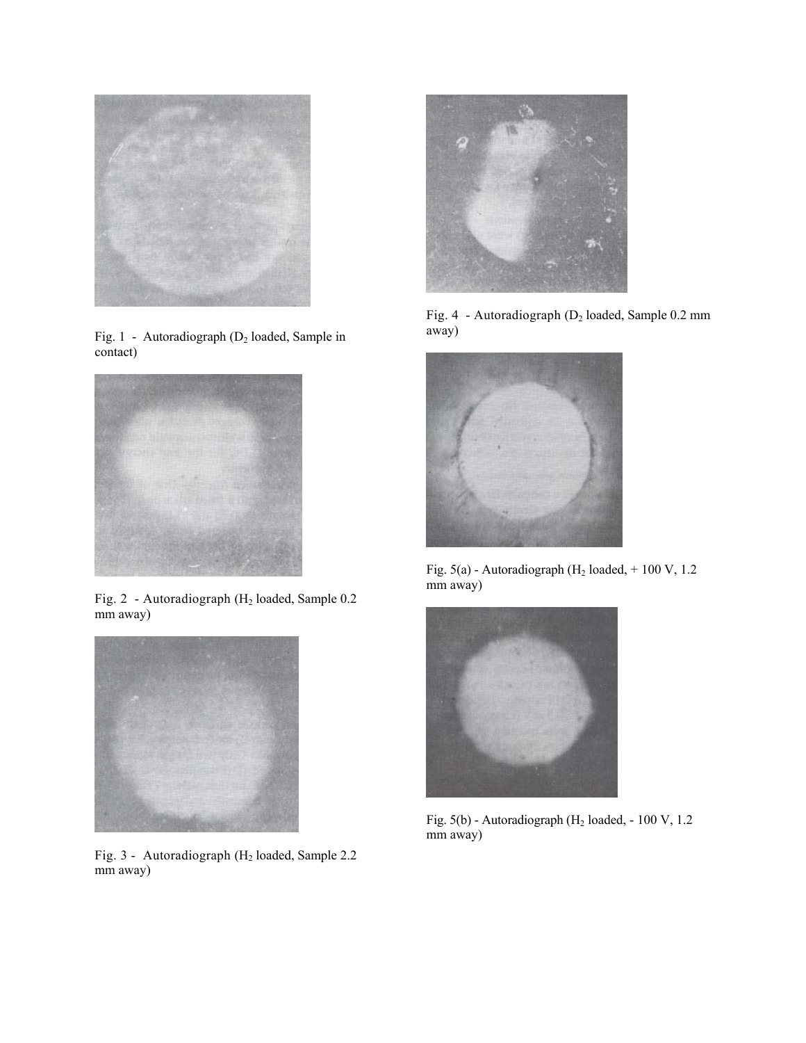Fig. 1 - Autoradiograph ($D_2$ loaded, Sample in contact)

Fig. 2 - Autoradiograph ($H_2$ loaded, Sample 0.2 mm away)

Fig. 3 - Autoradiograph ($H_2$ loaded, Sample 2.2 mm away)

Fig. 4 - Autoradiograph ($D_2$ loaded, Sample 0.2 mm away)

Fig. 5(a) - Autoradiograph ($H_2$ loaded, + 100 V, 1.2 mm away)

Fig. 5(b) - Autoradiograph ($H_2$ loaded, - 100 V, 1.2 mm away)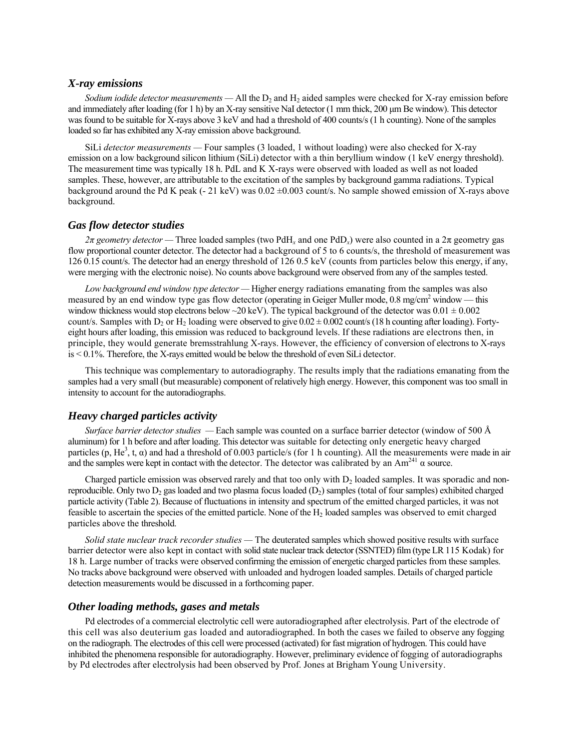### *X-ray emissions*

*Sodium iodide detector measurements* — All the $D_2$ and $H_2$ aided samples were checked for X-ray emission before and immediately after loading (for 1 h) by an X-ray sensitive NaI detector (1 mm thick, 200 μm Be window). This detector was found to be suitable for X-rays above 3 keV and had a threshold of 400 counts/s (1 h counting). None of the samples loaded so far has exhibited any X-ray emission above background.

SiLi *detector measurements* — Four samples (3 loaded, 1 without loading) were also checked for X-ray emission on a low background silicon lithium (SiLi) detector with a thin beryllium window (1 keV energy threshold). The measurement time was typically 18 h. PdL and K X-rays were observed with loaded as well as not loaded samples. These, however, are attributable to the excitation of the samples by background gamma radiations. Typical background around the Pd K peak (- 21 keV) was 0.02 ±0.003 count/s. No sample showed emission of X-rays above background.

### *Gas flow detector studies*

*2π geometry detector* — Three loaded samples (two $PdH_x$ and one $PdD_x$) were also counted in a 2π geometry gas flow proportional counter detector. The detector had a background of 5 to 6 counts/s, the threshold of measurement was 126 0.15 count/s. The detector had an energy threshold of 126 0.5 keV (counts from particles below this energy, if any, were merging with the electronic noise). No counts above background were observed from any of the samples tested.

*Low background end window type detector* — Higher energy radiations emanating from the samples was also measured by an end window type gas flow detector (operating in Geiger Muller mode, 0.8 mg/cm$^2$ window — this window thickness would stop electrons below ~20 keV). The typical background of the detector was 0.01 ± 0.002 count/s. Samples with $D_2$ or $H_2$ loading were observed to give 0.02 ± 0.002 count/s (18 h counting after loading). Forty-eight hours after loading, this emission was reduced to background levels. If these radiations are electrons then, in principle, they would generate bremsstrahlung X-rays. However, the efficiency of conversion of electrons to X-rays is < 0.1%. Therefore, the X-rays emitted would be below the threshold of even SiLi detector.

This technique was complementary to autoradiography. The results imply that the radiations emanating from the samples had a very small (but measurable) component of relatively high energy. However, this component was too small in intensity to account for the autoradiographs.

### *Heavy charged particles activity*

*Surface barrier detector studies* — Each sample was counted on a surface barrier detector (window of 500 Å aluminum) for 1 h before and after loading. This detector was suitable for detecting only energetic heavy charged particles (p, $He^3$, t, α) and had a threshold of 0.003 particle/s (for 1 h counting). All the measurements were made in air and the samples were kept in contact with the detector. The detector was calibrated by an $Am^{241}$ α source.

Charged particle emission was observed rarely and that too only with $D_2$ loaded samples. It was sporadic and non-reproducible. Only two $D_2$ gas loaded and two plasma focus loaded ($D_2$) samples (total of four samples) exhibited charged particle activity (Table 2). Because of fluctuations in intensity and spectrum of the emitted charged particles, it was not feasible to ascertain the species of the emitted particle. None of the $H_2$ loaded samples was observed to emit charged particles above the threshold.

*Solid state nuclear track recorder studies* — The deuterated samples which showed positive results with surface barrier detector were also kept in contact with solid state nuclear track detector (SSNTED) film (type LR 115 Kodak) for 18 h. Large number of tracks were observed confirming the emission of energetic charged particles from these samples. No tracks above background were observed with unloaded and hydrogen loaded samples. Details of charged particle detection measurements would be discussed in a forthcoming paper.

### *Other loading methods, gases and metals*

Pd electrodes of a commercial electrolytic cell were autoradiographed after electrolysis. Part of the electrode of this cell was also deuterium gas loaded and autoradiographed. In both the cases we failed to observe any fogging on the radiograph. The electrodes of this cell were processed (activated) for fast migration of hydrogen. This could have inhibited the phenomena responsible for autoradiography. However, preliminary evidence of fogging of autoradiographs by Pd electrodes after electrolysis had been observed by Prof. Jones at Brigham Young University.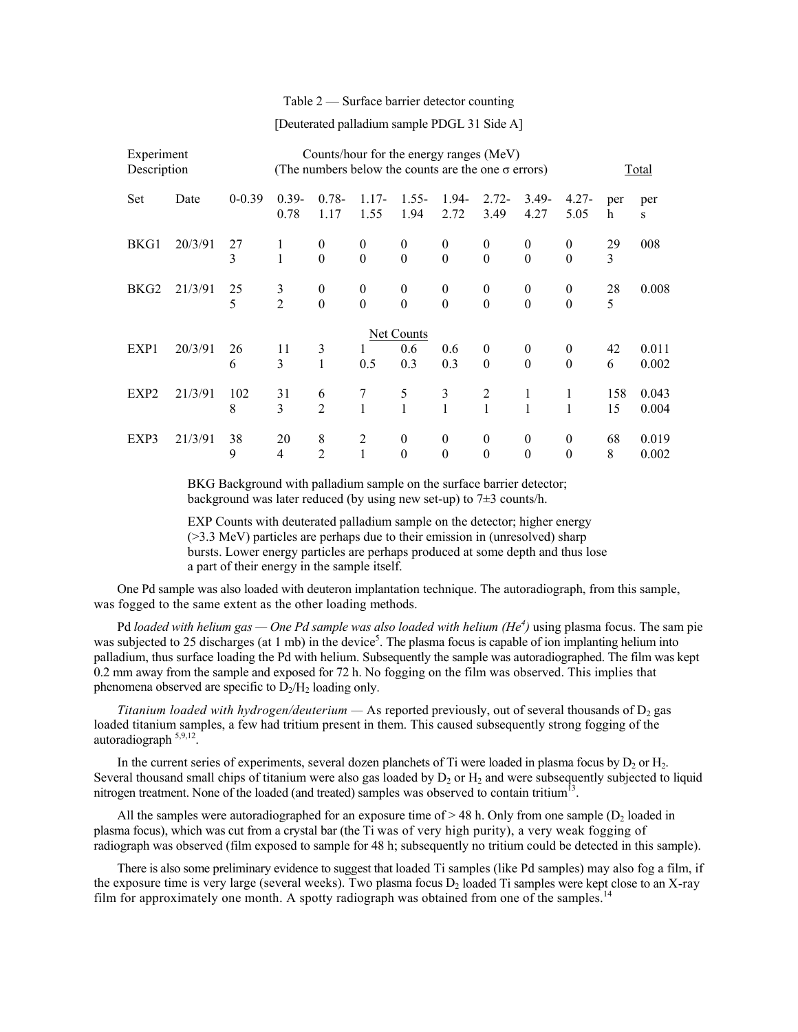Table 2 — Surface barrier detector counting

[Deuterated palladium sample PDGL 31 Side A]

| Experiment Description | | Counts/hour for the energy ranges (MeV) (The numbers below the counts are the one σ errors) | | | | | | | | | Total | |
|---|---|---|---|---|---|---|---|---|---|---|---|---|
| Set | Date | 0-0.39 | 0.39-0.78 | 0.78-1.17 | 1.17-1.55 | 1.55-1.94 | 1.94-2.72 | 2.72-3.49 | 3.49-4.27 | 4.27-5.05 | per h | per s |
| BKG1 | 20/3/91 | 27 | 1 | 0 | 0 | 0 | 0 | 0 | 0 | 0 | 29 | 008 |
| | | 3 | 1 | 0 | 0 | 0 | 0 | 0 | 0 | 0 | 3 | |
| BKG2 | 21/3/91 | 25 | 3 | 0 | 0 | 0 | 0 | 0 | 0 | 0 | 28 | 0.008 |
| | | 5 | 2 | 0 | 0 | 0 | 0 | 0 | 0 | 0 | 5 | |
| | | | | | | Net Counts | | | | | | |
| EXP1 | 20/3/91 | 26 | 11 | 3 | 1 | 0.6 | 0.6 | 0 | 0 | 0 | 42 | 0.011 |
| | | 6 | 3 | 1 | 0.5 | 0.3 | 0.3 | 0 | 0 | 0 | 6 | 0.002 |
| EXP2 | 21/3/91 | 102 | 31 | 6 | 7 | 5 | 3 | 2 | 1 | 1 | 158 | 0.043 |
| | | 8 | 3 | 2 | 1 | 1 | 1 | 1 | 1 | 1 | 15 | 0.004 |
| EXP3 | 21/3/91 | 38 | 20 | 8 | 2 | 0 | 0 | 0 | 0 | 0 | 68 | 0.019 |
| | | 9 | 4 | 2 | 1 | 0 | 0 | 0 | 0 | 0 | 8 | 0.002 |

BKG Background with palladium sample on the surface barrier detector; background was later reduced (by using new set-up) to 7±3 counts/h.

EXP Counts with deuterated palladium sample on the detector; higher energy (>3.3 MeV) particles are perhaps due to their emission in (unresolved) sharp bursts. Lower energy particles are perhaps produced at some depth and thus lose a part of their energy in the sample itself.

One Pd sample was also loaded with deuteron implantation technique. The autoradiograph, from this sample, was fogged to the same extent as the other loading methods.

Pd *loaded with helium gas — One Pd sample was also loaded with helium ($He^4$)* using plasma focus. The sam pie was subjected to 25 discharges (at 1 mb) in the device[5]. The plasma focus is capable of ion implanting helium into palladium, thus surface loading the Pd with helium. Subsequently the sample was autoradiographed. The film was kept 0.2 mm away from the sample and exposed for 72 h. No fogging on the film was observed. This implies that phenomena observed are specific to $D_2/H_2$ loading only.

*Titanium loaded with hydrogen/deuterium* — As reported previously, out of several thousands of $D_2$ gas loaded titanium samples, a few had tritium present in them. This caused subsequently strong fogging of the autoradiograph [5,9,12].

In the current series of experiments, several dozen planchets of Ti were loaded in plasma focus by $D_2$ or $H_2$. Several thousand small chips of titanium were also gas loaded by $D_2$ or $H_2$ and were subsequently subjected to liquid nitrogen treatment. None of the loaded (and treated) samples was observed to contain tritium[13].

All the samples were autoradiographed for an exposure time of > 48 h. Only from one sample ($D_2$ loaded in plasma focus), which was cut from a crystal bar (the Ti was of very high purity), a very weak fogging of radiograph was observed (film exposed to sample for 48 h; subsequently no tritium could be detected in this sample).

There is also some preliminary evidence to suggest that loaded Ti samples (like Pd samples) may also fog a film, if the exposure time is very large (several weeks). Two plasma focus $D_2$ loaded Ti samples were kept close to an X-ray film for approximately one month. A spotty radiograph was obtained from one of the samples.[14]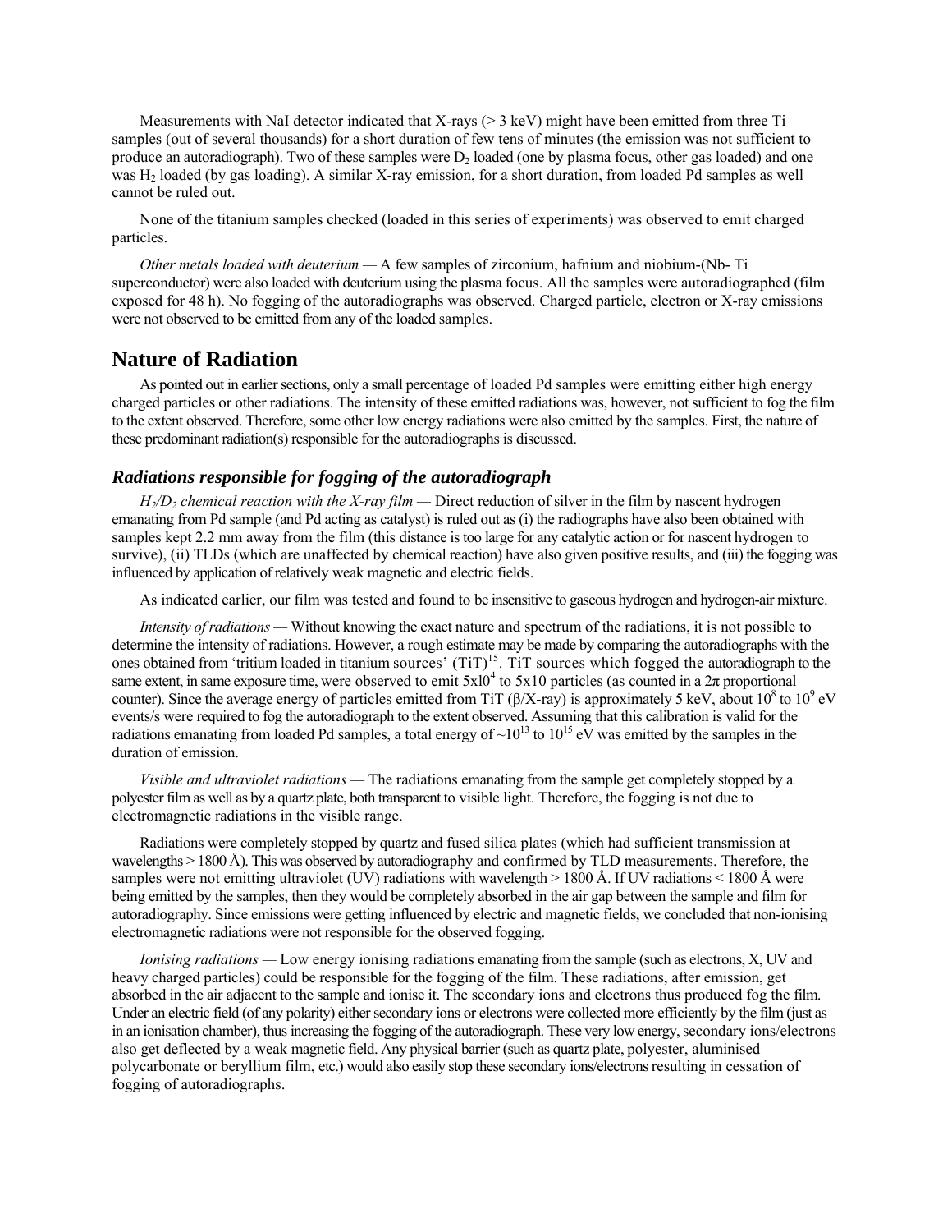Measurements with NaI detector indicated that X-rays (> 3 keV) might have been emitted from three Ti samples (out of several thousands) for a short duration of few tens of minutes (the emission was not sufficient to produce an autoradiograph). Two of these samples were $D_2$ loaded (one by plasma focus, other gas loaded) and one was $H_2$ loaded (by gas loading). A similar X-ray emission, for a short duration, from loaded Pd samples as well cannot be ruled out.

None of the titanium samples checked (loaded in this series of experiments) was observed to emit charged particles.

*Other metals loaded with deuterium* — A few samples of zirconium, hafnium and niobium-(Nb- Ti superconductor) were also loaded with deuterium using the plasma focus. All the samples were autoradiographed (film exposed for 48 h). No fogging of the autoradiographs was observed. Charged particle, electron or X-ray emissions were not observed to be emitted from any of the loaded samples.

## Nature of Radiation

As pointed out in earlier sections, only a small percentage of loaded Pd samples were emitting either high energy charged particles or other radiations. The intensity of these emitted radiations was, however, not sufficient to fog the film to the extent observed. Therefore, some other low energy radiations were also emitted by the samples. First, the nature of these predominant radiation(s) responsible for the autoradiographs is discussed.

### *Radiations responsible for fogging of the autoradiograph*

*$H_2$/$D_2$ chemical reaction with the X-ray film* — Direct reduction of silver in the film by nascent hydrogen emanating from Pd sample (and Pd acting as catalyst) is ruled out as (i) the radiographs have also been obtained with samples kept 2.2 mm away from the film (this distance is too large for any catalytic action or for nascent hydrogen to survive), (ii) TLDs (which are unaffected by chemical reaction) have also given positive results, and (iii) the fogging was influenced by application of relatively weak magnetic and electric fields.

As indicated earlier, our film was tested and found to be insensitive to gaseous hydrogen and hydrogen-air mixture.

*Intensity of radiations* — Without knowing the exact nature and spectrum of the radiations, it is not possible to determine the intensity of radiations. However, a rough estimate may be made by comparing the autoradiographs with the ones obtained from 'tritium loaded in titanium sources' (TiT)[15]. TiT sources which fogged the autoradiograph to the same extent, in same exposure time, were observed to emit $5\times10^4$ to $5\times10$ particles (as counted in a $2\pi$ proportional counter). Since the average energy of particles emitted from TiT (β/X-ray) is approximately 5 keV, about $10^8$ to $10^9$ eV events/s were required to fog the autoradiograph to the extent observed. Assuming that this calibration is valid for the radiations emanating from loaded Pd samples, a total energy of $\sim10^{13}$ to $10^{15}$ eV was emitted by the samples in the duration of emission.

*Visible and ultraviolet radiations* — The radiations emanating from the sample get completely stopped by a polyester film as well as by a quartz plate, both transparent to visible light. Therefore, the fogging is not due to electromagnetic radiations in the visible range.

Radiations were completely stopped by quartz and fused silica plates (which had sufficient transmission at wavelengths > 1800 Å). This was observed by autoradiography and confirmed by TLD measurements. Therefore, the samples were not emitting ultraviolet (UV) radiations with wavelength > 1800 Å. If UV radiations < 1800 Å were being emitted by the samples, then they would be completely absorbed in the air gap between the sample and film for autoradiography. Since emissions were getting influenced by electric and magnetic fields, we concluded that non-ionising electromagnetic radiations were not responsible for the observed fogging.

*Ionising radiations* — Low energy ionising radiations emanating from the sample (such as electrons, X, UV and heavy charged particles) could be responsible for the fogging of the film. These radiations, after emission, get absorbed in the air adjacent to the sample and ionise it. The secondary ions and electrons thus produced fog the film. Under an electric field (of any polarity) either secondary ions or electrons were collected more efficiently by the film (just as in an ionisation chamber), thus increasing the fogging of the autoradiograph. These very low energy, secondary ions/electrons also get deflected by a weak magnetic field. Any physical barrier (such as quartz plate, polyester, aluminised polycarbonate or beryllium film, etc.) would also easily stop these secondary ions/electrons resulting in cessation of fogging of autoradiographs.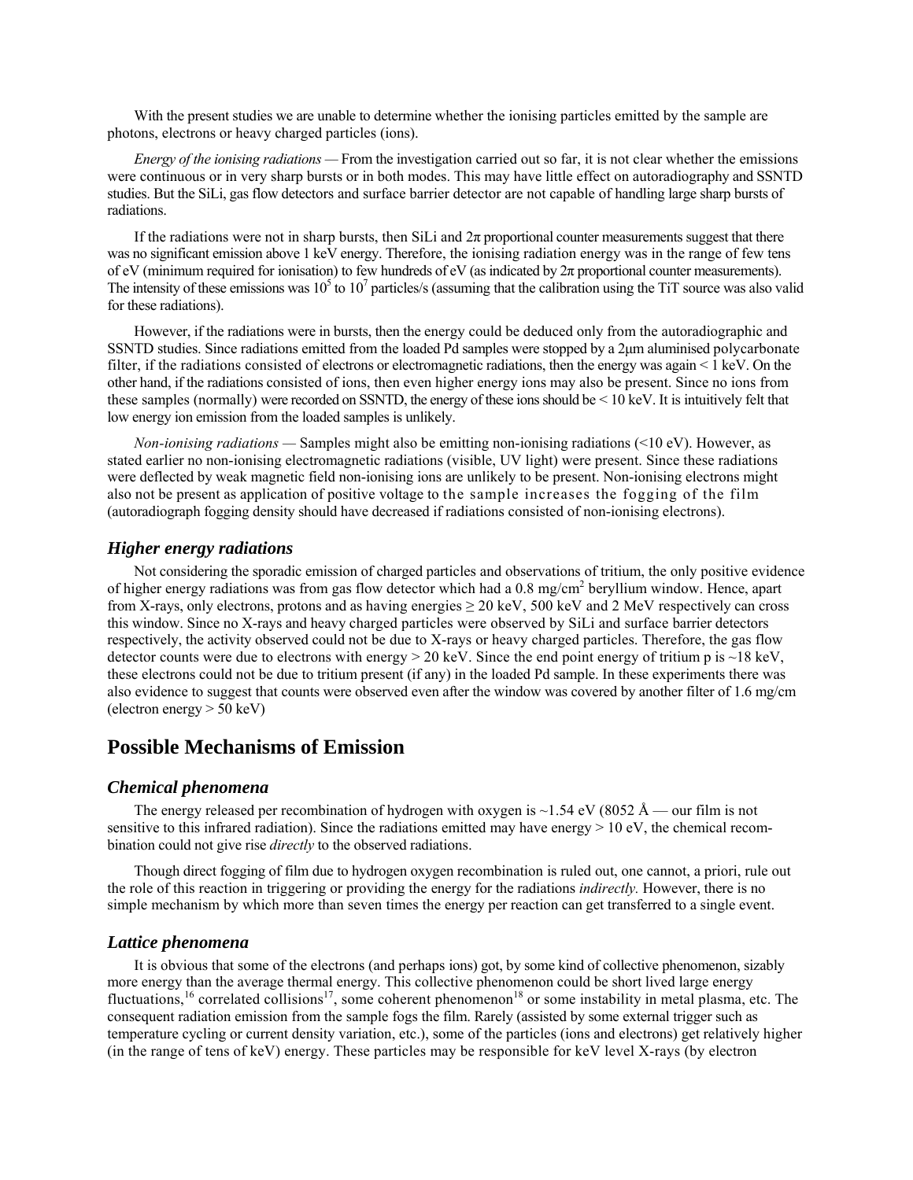With the present studies we are unable to determine whether the ionising particles emitted by the sample are photons, electrons or heavy charged particles (ions).

*Energy of the ionising radiations* — From the investigation carried out so far, it is not clear whether the emissions were continuous or in very sharp bursts or in both modes. This may have little effect on autoradiography and SSNTD studies. But the SiLi, gas flow detectors and surface barrier detector are not capable of handling large sharp bursts of radiations.

If the radiations were not in sharp bursts, then SiLi and $2\pi$ proportional counter measurements suggest that there was no significant emission above 1 keV energy. Therefore, the ionising radiation energy was in the range of few tens of eV (minimum required for ionisation) to few hundreds of eV (as indicated by $2\pi$ proportional counter measurements). The intensity of these emissions was $10^5$ to $10^7$ particles/s (assuming that the calibration using the TiT source was also valid for these radiations).

However, if the radiations were in bursts, then the energy could be deduced only from the autoradiographic and SSNTD studies. Since radiations emitted from the loaded Pd samples were stopped by a 2μm aluminised polycarbonate filter, if the radiations consisted of electrons or electromagnetic radiations, then the energy was again < 1 keV. On the other hand, if the radiations consisted of ions, then even higher energy ions may also be present. Since no ions from these samples (normally) were recorded on SSNTD, the energy of these ions should be < 10 keV. It is intuitively felt that low energy ion emission from the loaded samples is unlikely.

*Non-ionising radiations* — Samples might also be emitting non-ionising radiations (<10 eV). However, as stated earlier no non-ionising electromagnetic radiations (visible, UV light) were present. Since these radiations were deflected by weak magnetic field non-ionising ions are unlikely to be present. Non-ionising electrons might also not be present as application of positive voltage to the sample increases the fogging of the film (autoradiograph fogging density should have decreased if radiations consisted of non-ionising electrons).

### *Higher energy radiations*

Not considering the sporadic emission of charged particles and observations of tritium, the only positive evidence of higher energy radiations was from gas flow detector which had a 0.8 mg/cm$^2$ beryllium window. Hence, apart from X-rays, only electrons, protons and as having energies ≥ 20 keV, 500 keV and 2 MeV respectively can cross this window. Since no X-rays and heavy charged particles were observed by SiLi and surface barrier detectors respectively, the activity observed could not be due to X-rays or heavy charged particles. Therefore, the gas flow detector counts were due to electrons with energy > 20 keV. Since the end point energy of tritium p is ~18 keV, these electrons could not be due to tritium present (if any) in the loaded Pd sample. In these experiments there was also evidence to suggest that counts were observed even after the window was covered by another filter of 1.6 mg/cm (electron energy > 50 keV)

## Possible Mechanisms of Emission

### *Chemical phenomena*

The energy released per recombination of hydrogen with oxygen is ~1.54 eV (8052 Å — our film is not sensitive to this infrared radiation). Since the radiations emitted may have energy > 10 eV, the chemical recombination could not give rise *directly* to the observed radiations.

Though direct fogging of film due to hydrogen oxygen recombination is ruled out, one cannot, a priori, rule out the role of this reaction in triggering or providing the energy for the radiations *indirectly.* However, there is no simple mechanism by which more than seven times the energy per reaction can get transferred to a single event.

### *Lattice phenomena*

It is obvious that some of the electrons (and perhaps ions) got, by some kind of collective phenomenon, sizably more energy than the average thermal energy. This collective phenomenon could be short lived large energy fluctuations,[16] correlated collisions[17], some coherent phenomenon[18] or some instability in metal plasma, etc. The consequent radiation emission from the sample fogs the film. Rarely (assisted by some external trigger such as temperature cycling or current density variation, etc.), some of the particles (ions and electrons) get relatively higher (in the range of tens of keV) energy. These particles may be responsible for keV level X-rays (by electron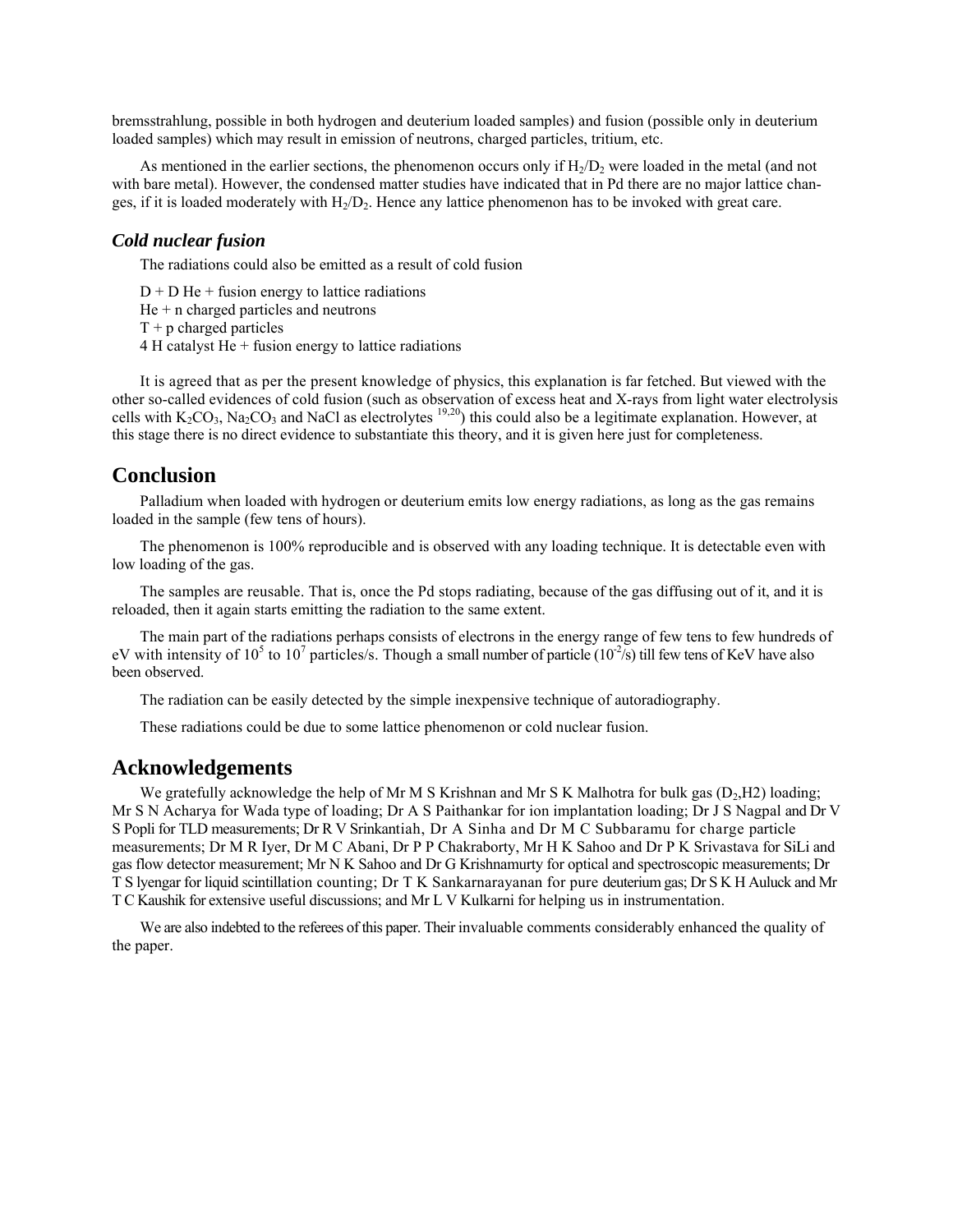bremsstrahlung, possible in both hydrogen and deuterium loaded samples) and fusion (possible only in deuterium loaded samples) which may result in emission of neutrons, charged particles, tritium, etc.

As mentioned in the earlier sections, the phenomenon occurs only if $H_2/D_2$ were loaded in the metal (and not with bare metal). However, the condensed matter studies have indicated that in Pd there are no major lattice changes, if it is loaded moderately with $H_2/D_2$. Hence any lattice phenomenon has to be invoked with great care.

### *Cold nuclear fusion*

The radiations could also be emitted as a result of cold fusion

D + D He + fusion energy to lattice radiations
He + n charged particles and neutrons
T + p charged particles
4 H catalyst He + fusion energy to lattice radiations

It is agreed that as per the present knowledge of physics, this explanation is far fetched. But viewed with the other so-called evidences of cold fusion (such as observation of excess heat and X-rays from light water electrolysis cells with $K_2CO_3$, $Na_2CO_3$ and NaCl as electrolytes [19,20]) this could also be a legitimate explanation. However, at this stage there is no direct evidence to substantiate this theory, and it is given here just for completeness.

## Conclusion

Palladium when loaded with hydrogen or deuterium emits low energy radiations, as long as the gas remains loaded in the sample (few tens of hours).

The phenomenon is 100% reproducible and is observed with any loading technique. It is detectable even with low loading of the gas.

The samples are reusable. That is, once the Pd stops radiating, because of the gas diffusing out of it, and it is reloaded, then it again starts emitting the radiation to the same extent.

The main part of the radiations perhaps consists of electrons in the energy range of few tens to few hundreds of eV with intensity of $10^5$ to $10^7$ particles/s. Though a small number of particle ($10^{-2}$/s) till few tens of KeV have also been observed.

The radiation can be easily detected by the simple inexpensive technique of autoradiography.

These radiations could be due to some lattice phenomenon or cold nuclear fusion.

## Acknowledgements

We gratefully acknowledge the help of Mr M S Krishnan and Mr S K Malhotra for bulk gas ($D_2$,H2) loading; Mr S N Acharya for Wada type of loading; Dr A S Paithankar for ion implantation loading; Dr J S Nagpal and Dr V S Popli for TLD measurements; Dr R V Srinkantiah, Dr A Sinha and Dr M C Subbaramu for charge particle measurements; Dr M R Iyer, Dr M C Abani, Dr P P Chakraborty, Mr H K Sahoo and Dr P K Srivastava for SiLi and gas flow detector measurement; Mr N K Sahoo and Dr G Krishnamurty for optical and spectroscopic measurements; Dr T S Iyengar for liquid scintillation counting; Dr T K Sankarnarayanan for pure deuterium gas; Dr S K H Auluck and Mr T C Kaushik for extensive useful discussions; and Mr L V Kulkarni for helping us in instrumentation.

We are also indebted to the referees of this paper. Their invaluable comments considerably enhanced the quality of the paper.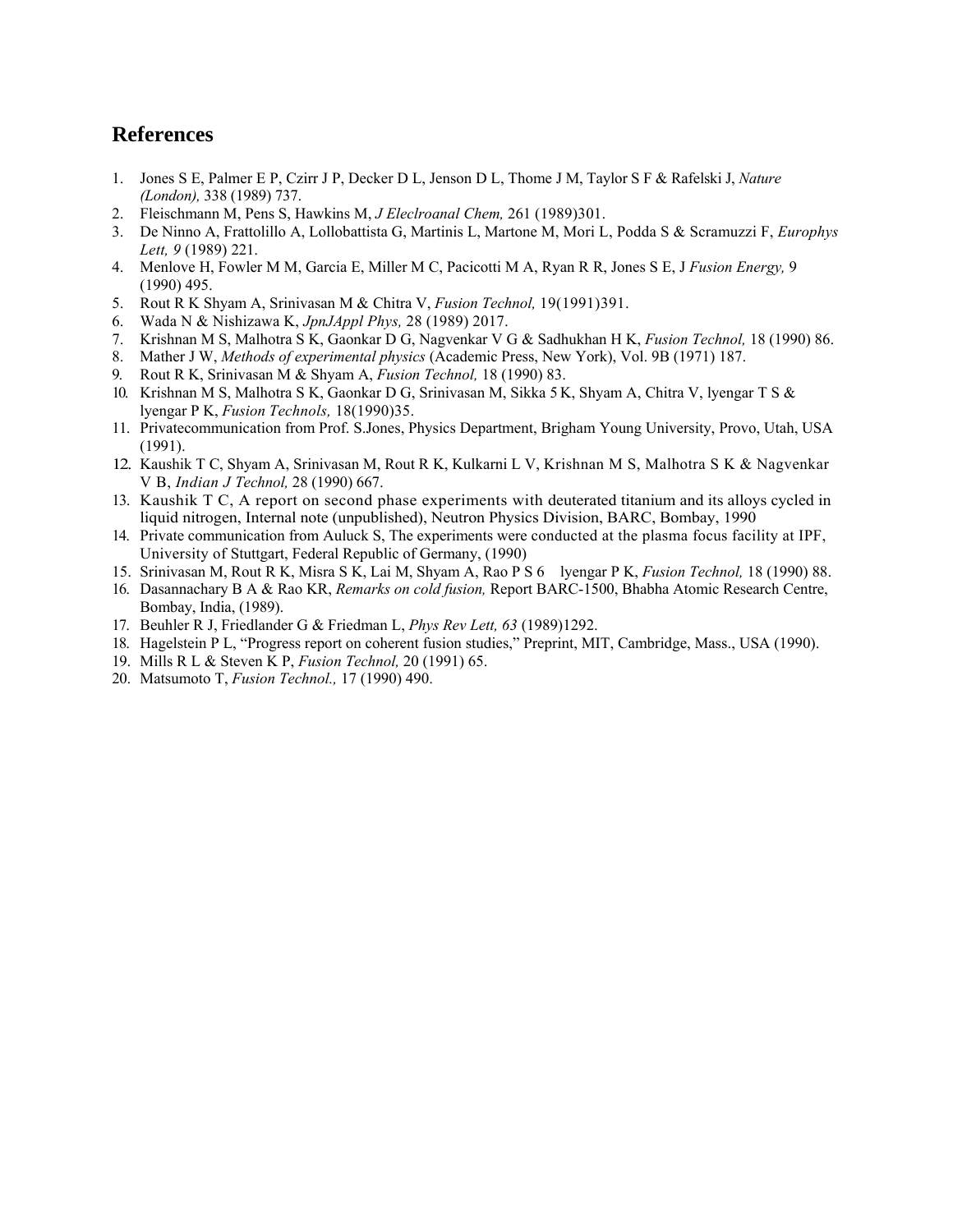## References

1. Jones S E, Palmer E P, Czirr J P, Decker D L, Jenson D L, Thome J M, Taylor S F & Rafelski J, *Nature (London),* 338 (1989) 737.
2. Fleischmann M, Pens S, Hawkins M, *J Eleclroanal Chem,* 261 (1989)301.
3. De Ninno A, Frattolillo A, Lollobattista G, Martinis L, Martone M, Mori L, Podda S & Scramuzzi F, *Europhys Lett, 9* (1989) 221.
4. Menlove H, Fowler M M, Garcia E, Miller M C, Pacicotti M A, Ryan R R, Jones S E, J *Fusion Energy,* 9 (1990) 495.
5. Rout R K Shyam A, Srinivasan M & Chitra V, *Fusion Technol,* 19(1991)391.
6. Wada N & Nishizawa K, *JpnJAppl Phys,* 28 (1989) 2017.
7. Krishnan M S, Malhotra S K, Gaonkar D G, Nagvenkar V G & Sadhukhan H K, *Fusion Technol,* 18 (1990) 86.
8. Mather J W, *Methods of experimental physics* (Academic Press, New York), Vol. 9B (1971) 187.
9. Rout R K, Srinivasan M & Shyam A, *Fusion Technol,* 18 (1990) 83.
10. Krishnan M S, Malhotra S K, Gaonkar D G, Srinivasan M, Sikka 5 K, Shyam A, Chitra V, lyengar T S & lyengar P K, *Fusion Technols,* 18(1990)35.
11. Privatecommunication from Prof. S.Jones, Physics Department, Brigham Young University, Provo, Utah, USA (1991).
12. Kaushik T C, Shyam A, Srinivasan M, Rout R K, Kulkarni L V, Krishnan M S, Malhotra S K & Nagvenkar V B, *Indian J Technol,* 28 (1990) 667.
13. Kaushik T C, A report on second phase experiments with deuterated titanium and its alloys cycled in liquid nitrogen, Internal note (unpublished), Neutron Physics Division, BARC, Bombay, 1990
14. Private communication from Auluck S, The experiments were conducted at the plasma focus facility at IPF, University of Stuttgart, Federal Republic of Germany, (1990)
15. Srinivasan M, Rout R K, Misra S K, Lai M, Shyam A, Rao P S 6 lyengar P K, *Fusion Technol,* 18 (1990) 88.
16. Dasannachary B A & Rao KR, *Remarks on cold fusion,* Report BARC-1500, Bhabha Atomic Research Centre, Bombay, India, (1989).
17. Beuhler R J, Friedlander G & Friedman L, *Phys Rev Lett, 63* (1989)1292.
18. Hagelstein P L, "Progress report on coherent fusion studies," Preprint, MIT, Cambridge, Mass., USA (1990).
19. Mills R L & Steven K P, *Fusion Technol,* 20 (1991) 65.
20. Matsumoto T, *Fusion Technol.,* 17 (1990) 490.